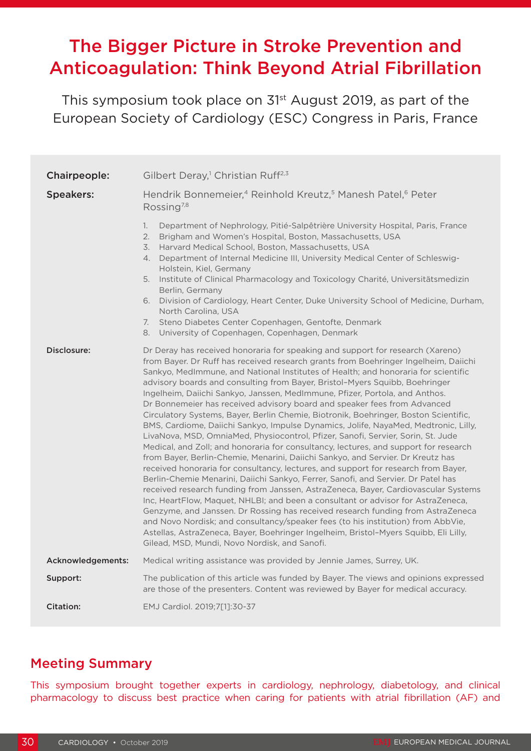# The Bigger Picture in Stroke Prevention and Anticoagulation: Think Beyond Atrial Fibrillation

This symposium took place on 31st August 2019, as part of the European Society of Cardiology (ESC) Congress in Paris, France

**Chairpeople:** Gilbert Deray,[1] Christian Ruff[2,3]

**Speakers:** Hendrik Bonnemeier,[4] Reinhold Kreutz,[5] Manesh Patel,[6] Peter Rossing[7,8]

1. Department of Nephrology, Pitié-Salpêtrière University Hospital, Paris, France
2. Brigham and Women's Hospital, Boston, Massachusetts, USA
3. Harvard Medical School, Boston, Massachusetts, USA
4. Department of Internal Medicine III, University Medical Center of Schleswig-Holstein, Kiel, Germany
5. Institute of Clinical Pharmacology and Toxicology Charité, Universitätsmedizin Berlin, Germany
6. Division of Cardiology, Heart Center, Duke University School of Medicine, Durham, North Carolina, USA
7. Steno Diabetes Center Copenhagen, Gentofte, Denmark
8. University of Copenhagen, Copenhagen, Denmark

**Disclosure:** Dr Deray has received honoraria for speaking and support for research (Xareno) from Bayer. Dr Ruff has received research grants from Boehringer Ingelheim, Daiichi Sankyo, MedImmune, and National Institutes of Health; and honoraria for scientific advisory boards and consulting from Bayer, Bristol–Myers Squibb, Boehringer Ingelheim, Daiichi Sankyo, Janssen, MedImmune, Pfizer, Portola, and Anthos. Dr Bonnemeier has received advisory board and speaker fees from Advanced Circulatory Systems, Bayer, Berlin Chemie, Biotronik, Boehringer, Boston Scientific, BMS, Cardiome, Daiichi Sankyo, Impulse Dynamics, Jolife, NayaMed, Medtronic, Lilly, LivaNova, MSD, OmniaMed, Physiocontrol, Pfizer, Sanofi, Servier, Sorin, St. Jude Medical, and Zoll; and honoraria for consultancy, lectures, and support for research from Bayer, Berlin-Chemie, Menarini, Daiichi Sankyo, and Servier. Dr Kreutz has received honoraria for consultancy, lectures, and support for research from Bayer, Berlin-Chemie Menarini, Daiichi Sankyo, Ferrer, Sanofi, and Servier. Dr Patel has received research funding from Janssen, AstraZeneca, Bayer, Cardiovascular Systems Inc, HeartFlow, Maquet, NHLBI; and been a consultant or advisor for AstraZeneca, Genzyme, and Janssen. Dr Rossing has received research funding from AstraZeneca and Novo Nordisk; and consultancy/speaker fees (to his institution) from AbbVie, Astellas, AstraZeneca, Bayer, Boehringer Ingelheim, Bristol–Myers Squibb, Eli Lilly, Gilead, MSD, Mundi, Novo Nordisk, and Sanofi.

**Acknowledgements:** Medical writing assistance was provided by Jennie James, Surrey, UK.

**Support:** The publication of this article was funded by Bayer. The views and opinions expressed are those of the presenters. Content was reviewed by Bayer for medical accuracy.

**Citation:** EMJ Cardiol. 2019;7[1]:30-37

## Meeting Summary

This symposium brought together experts in cardiology, nephrology, diabetology, and clinical pharmacology to discuss best practice when caring for patients with atrial fibrillation (AF) and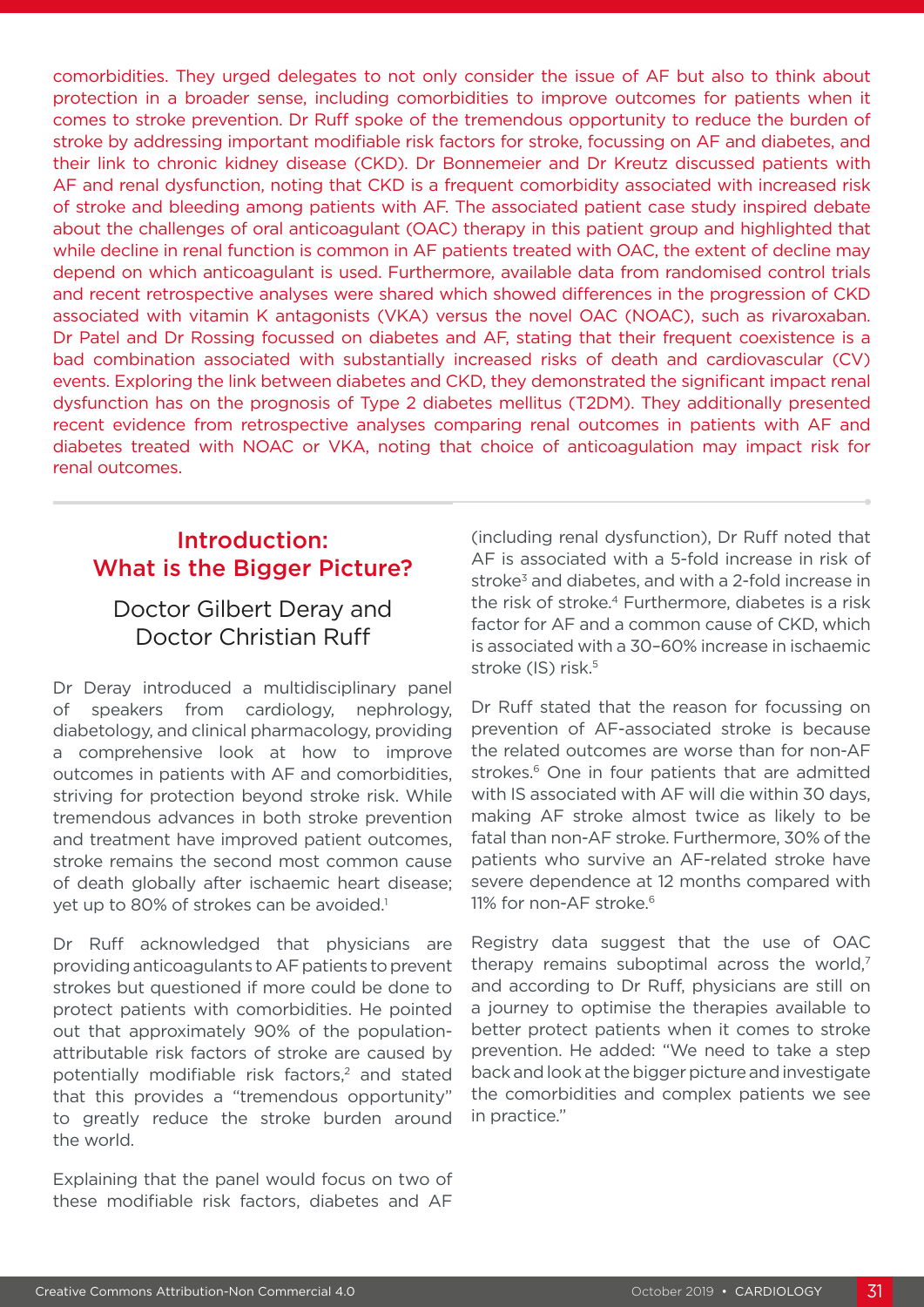comorbidities. They urged delegates to not only consider the issue of AF but also to think about protection in a broader sense, including comorbidities to improve outcomes for patients when it comes to stroke prevention. Dr Ruff spoke of the tremendous opportunity to reduce the burden of stroke by addressing important modifiable risk factors for stroke, focussing on AF and diabetes, and their link to chronic kidney disease (CKD). Dr Bonnemeier and Dr Kreutz discussed patients with AF and renal dysfunction, noting that CKD is a frequent comorbidity associated with increased risk of stroke and bleeding among patients with AF. The associated patient case study inspired debate about the challenges of oral anticoagulant (OAC) therapy in this patient group and highlighted that while decline in renal function is common in AF patients treated with OAC, the extent of decline may depend on which anticoagulant is used. Furthermore, available data from randomised control trials and recent retrospective analyses were shared which showed differences in the progression of CKD associated with vitamin K antagonists (VKA) versus the novel OAC (NOAC), such as rivaroxaban. Dr Patel and Dr Rossing focussed on diabetes and AF, stating that their frequent coexistence is a bad combination associated with substantially increased risks of death and cardiovascular (CV) events. Exploring the link between diabetes and CKD, they demonstrated the significant impact renal dysfunction has on the prognosis of Type 2 diabetes mellitus (T2DM). They additionally presented recent evidence from retrospective analyses comparing renal outcomes in patients with AF and diabetes treated with NOAC or VKA, noting that choice of anticoagulation may impact risk for renal outcomes.

## Introduction: What is the Bigger Picture?

### Doctor Gilbert Deray and Doctor Christian Ruff

Dr Deray introduced a multidisciplinary panel of speakers from cardiology, nephrology, diabetology, and clinical pharmacology, providing a comprehensive look at how to improve outcomes in patients with AF and comorbidities, striving for protection beyond stroke risk. While tremendous advances in both stroke prevention and treatment have improved patient outcomes, stroke remains the second most common cause of death globally after ischaemic heart disease; yet up to 80% of strokes can be avoided.[1]

Dr Ruff acknowledged that physicians are providing anticoagulants to AF patients to prevent strokes but questioned if more could be done to protect patients with comorbidities. He pointed out that approximately 90% of the population-attributable risk factors of stroke are caused by potentially modifiable risk factors,[2] and stated that this provides a "tremendous opportunity" to greatly reduce the stroke burden around the world.

Explaining that the panel would focus on two of these modifiable risk factors, diabetes and AF (including renal dysfunction), Dr Ruff noted that AF is associated with a 5-fold increase in risk of stroke[3] and diabetes, and with a 2-fold increase in the risk of stroke.[4] Furthermore, diabetes is a risk factor for AF and a common cause of CKD, which is associated with a 30–60% increase in ischaemic stroke (IS) risk.[5]

Dr Ruff stated that the reason for focussing on prevention of AF-associated stroke is because the related outcomes are worse than for non-AF strokes.[6] One in four patients that are admitted with IS associated with AF will die within 30 days, making AF stroke almost twice as likely to be fatal than non-AF stroke. Furthermore, 30% of the patients who survive an AF-related stroke have severe dependence at 12 months compared with 11% for non-AF stroke.[6]

Registry data suggest that the use of OAC therapy remains suboptimal across the world,[7] and according to Dr Ruff, physicians are still on a journey to optimise the therapies available to better protect patients when it comes to stroke prevention. He added: "We need to take a step back and look at the bigger picture and investigate the comorbidities and complex patients we see in practice."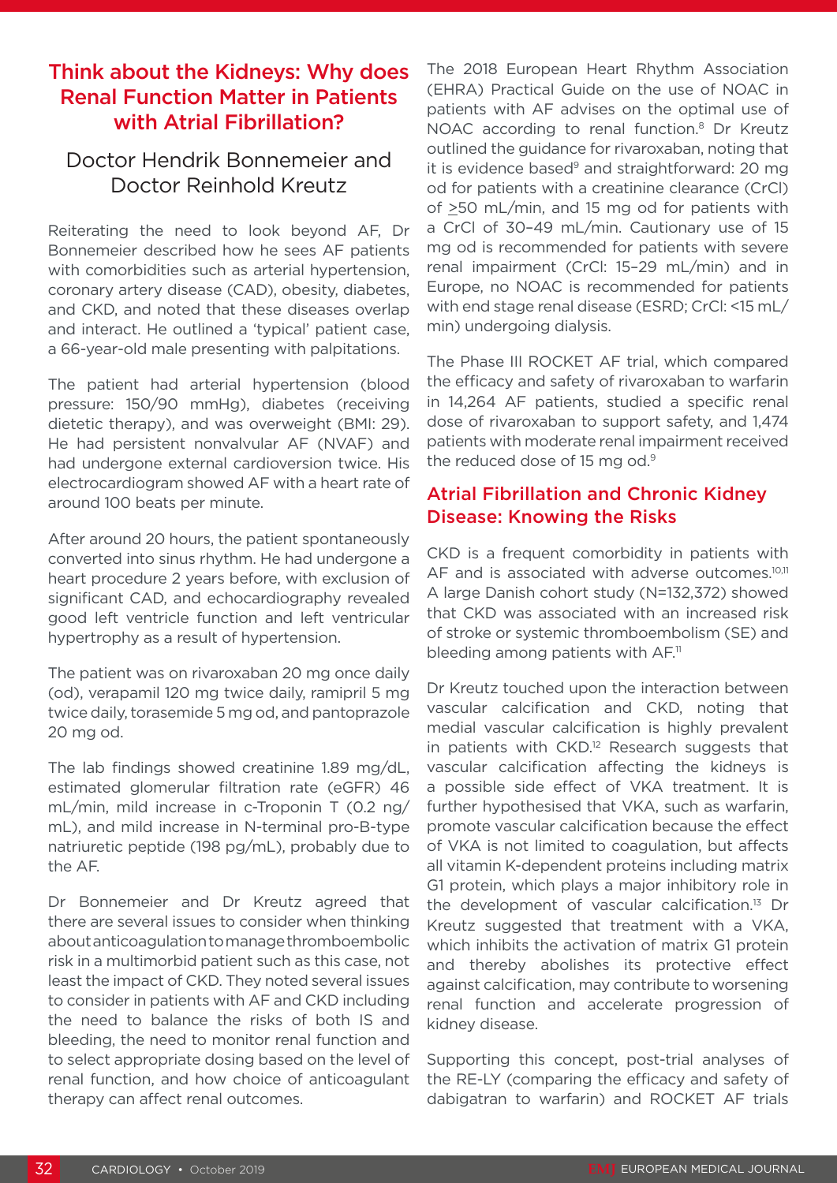## Think about the Kidneys: Why does Renal Function Matter in Patients with Atrial Fibrillation?

### Doctor Hendrik Bonnemeier and Doctor Reinhold Kreutz

Reiterating the need to look beyond AF, Dr Bonnemeier described how he sees AF patients with comorbidities such as arterial hypertension, coronary artery disease (CAD), obesity, diabetes, and CKD, and noted that these diseases overlap and interact. He outlined a 'typical' patient case, a 66-year-old male presenting with palpitations.

The patient had arterial hypertension (blood pressure: 150/90 mmHg), diabetes (receiving dietetic therapy), and was overweight (BMI: 29). He had persistent nonvalvular AF (NVAF) and had undergone external cardioversion twice. His electrocardiogram showed AF with a heart rate of around 100 beats per minute.

After around 20 hours, the patient spontaneously converted into sinus rhythm. He had undergone a heart procedure 2 years before, with exclusion of significant CAD, and echocardiography revealed good left ventricle function and left ventricular hypertrophy as a result of hypertension.

The patient was on rivaroxaban 20 mg once daily (od), verapamil 120 mg twice daily, ramipril 5 mg twice daily, torasemide 5 mg od, and pantoprazole 20 mg od.

The lab findings showed creatinine 1.89 mg/dL, estimated glomerular filtration rate (eGFR) 46 mL/min, mild increase in c-Troponin T (0.2 ng/mL), and mild increase in N-terminal pro-B-type natriuretic peptide (198 pg/mL), probably due to the AF.

Dr Bonnemeier and Dr Kreutz agreed that there are several issues to consider when thinking about anticoagulation to manage thromboembolic risk in a multimorbid patient such as this case, not least the impact of CKD. They noted several issues to consider in patients with AF and CKD including the need to balance the risks of both IS and bleeding, the need to monitor renal function and to select appropriate dosing based on the level of renal function, and how choice of anticoagulant therapy can affect renal outcomes.

The 2018 European Heart Rhythm Association (EHRA) Practical Guide on the use of NOAC in patients with AF advises on the optimal use of NOAC according to renal function.[8] Dr Kreutz outlined the guidance for rivaroxaban, noting that it is evidence based[9] and straightforward: 20 mg od for patients with a creatinine clearance (CrCl) of ≥50 mL/min, and 15 mg od for patients with a CrCl of 30–49 mL/min. Cautionary use of 15 mg od is recommended for patients with severe renal impairment (CrCl: 15–29 mL/min) and in Europe, no NOAC is recommended for patients with end stage renal disease (ESRD; CrCl: <15 mL/min) undergoing dialysis.

The Phase III ROCKET AF trial, which compared the efficacy and safety of rivaroxaban to warfarin in 14,264 AF patients, studied a specific renal dose of rivaroxaban to support safety, and 1,474 patients with moderate renal impairment received the reduced dose of 15 mg od.[9]

### Atrial Fibrillation and Chronic Kidney Disease: Knowing the Risks

CKD is a frequent comorbidity in patients with AF and is associated with adverse outcomes.[10,11] A large Danish cohort study (N=132,372) showed that CKD was associated with an increased risk of stroke or systemic thromboembolism (SE) and bleeding among patients with AF.[11]

Dr Kreutz touched upon the interaction between vascular calcification and CKD, noting that medial vascular calcification is highly prevalent in patients with CKD.[12] Research suggests that vascular calcification affecting the kidneys is a possible side effect of VKA treatment. It is further hypothesised that VKA, such as warfarin, promote vascular calcification because the effect of VKA is not limited to coagulation, but affects all vitamin K-dependent proteins including matrix G1 protein, which plays a major inhibitory role in the development of vascular calcification.[13] Dr Kreutz suggested that treatment with a VKA, which inhibits the activation of matrix G1 protein and thereby abolishes its protective effect against calcification, may contribute to worsening renal function and accelerate progression of kidney disease.

Supporting this concept, post-trial analyses of the RE-LY (comparing the efficacy and safety of dabigatran to warfarin) and ROCKET AF trials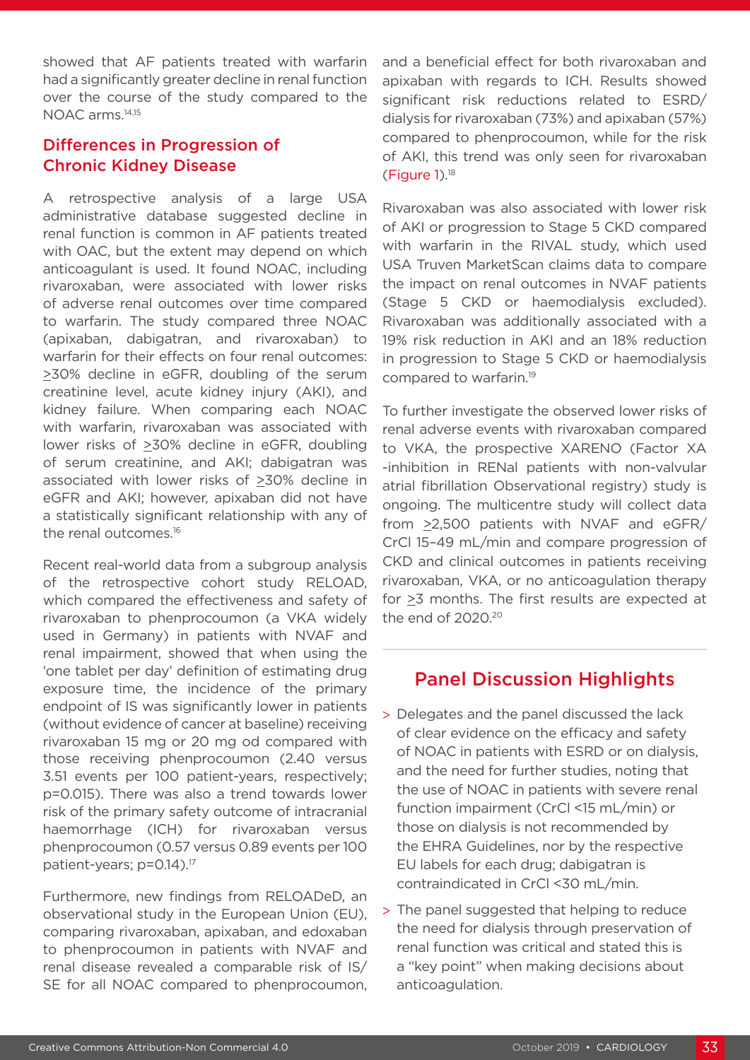showed that AF patients treated with warfarin had a significantly greater decline in renal function over the course of the study compared to the NOAC arms.[14,15]

## Differences in Progression of Chronic Kidney Disease

A retrospective analysis of a large USA administrative database suggested decline in renal function is common in AF patients treated with OAC, but the extent may depend on which anticoagulant is used. It found NOAC, including rivaroxaban, were associated with lower risks of adverse renal outcomes over time compared to warfarin. The study compared three NOAC (apixaban, dabigatran, and rivaroxaban) to warfarin for their effects on four renal outcomes: ≥30% decline in eGFR, doubling of the serum creatinine level, acute kidney injury (AKI), and kidney failure. When comparing each NOAC with warfarin, rivaroxaban was associated with lower risks of ≥30% decline in eGFR, doubling of serum creatinine, and AKI; dabigatran was associated with lower risks of ≥30% decline in eGFR and AKI; however, apixaban did not have a statistically significant relationship with any of the renal outcomes.[16]

Recent real-world data from a subgroup analysis of the retrospective cohort study RELOAD, which compared the effectiveness and safety of rivaroxaban to phenprocoumon (a VKA widely used in Germany) in patients with NVAF and renal impairment, showed that when using the 'one tablet per day' definition of estimating drug exposure time, the incidence of the primary endpoint of IS was significantly lower in patients (without evidence of cancer at baseline) receiving rivaroxaban 15 mg or 20 mg od compared with those receiving phenprocoumon (2.40 versus 3.51 events per 100 patient-years, respectively; p=0.015). There was also a trend towards lower risk of the primary safety outcome of intracranial haemorrhage (ICH) for rivaroxaban versus phenprocoumon (0.57 versus 0.89 events per 100 patient-years; p=0.14).[17]

Furthermore, new findings from RELOADeD, an observational study in the European Union (EU), comparing rivaroxaban, apixaban, and edoxaban to phenprocoumon in patients with NVAF and renal disease revealed a comparable risk of IS/SE for all NOAC compared to phenprocoumon, and a beneficial effect for both rivaroxaban and apixaban with regards to ICH. Results showed significant risk reductions related to ESRD/dialysis for rivaroxaban (73%) and apixaban (57%) compared to phenprocoumon, while for the risk of AKI, this trend was only seen for rivaroxaban (Figure 1).[18]

Rivaroxaban was also associated with lower risk of AKI or progression to Stage 5 CKD compared with warfarin in the RIVAL study, which used USA Truven MarketScan claims data to compare the impact on renal outcomes in NVAF patients (Stage 5 CKD or haemodialysis excluded). Rivaroxaban was additionally associated with a 19% risk reduction in AKI and an 18% reduction in progression to Stage 5 CKD or haemodialysis compared to warfarin.[19]

To further investigate the observed lower risks of renal adverse events with rivaroxaban compared to VKA, the prospective XARENO (Factor XA -inhibition in RENal patients with non-valvular atrial fibrillation Observational registry) study is ongoing. The multicentre study will collect data from ≥2,500 patients with NVAF and eGFR/CrCl 15–49 mL/min and compare progression of CKD and clinical outcomes in patients receiving rivaroxaban, VKA, or no anticoagulation therapy for ≥3 months. The first results are expected at the end of 2020.[20]

## Panel Discussion Highlights

- Delegates and the panel discussed the lack of clear evidence on the efficacy and safety of NOAC in patients with ESRD or on dialysis, and the need for further studies, noting that the use of NOAC in patients with severe renal function impairment (CrCl <15 mL/min) or those on dialysis is not recommended by the EHRA Guidelines, nor by the respective EU labels for each drug; dabigatran is contraindicated in CrCl <30 mL/min.
- The panel suggested that helping to reduce the need for dialysis through preservation of renal function was critical and stated this is a "key point" when making decisions about anticoagulation.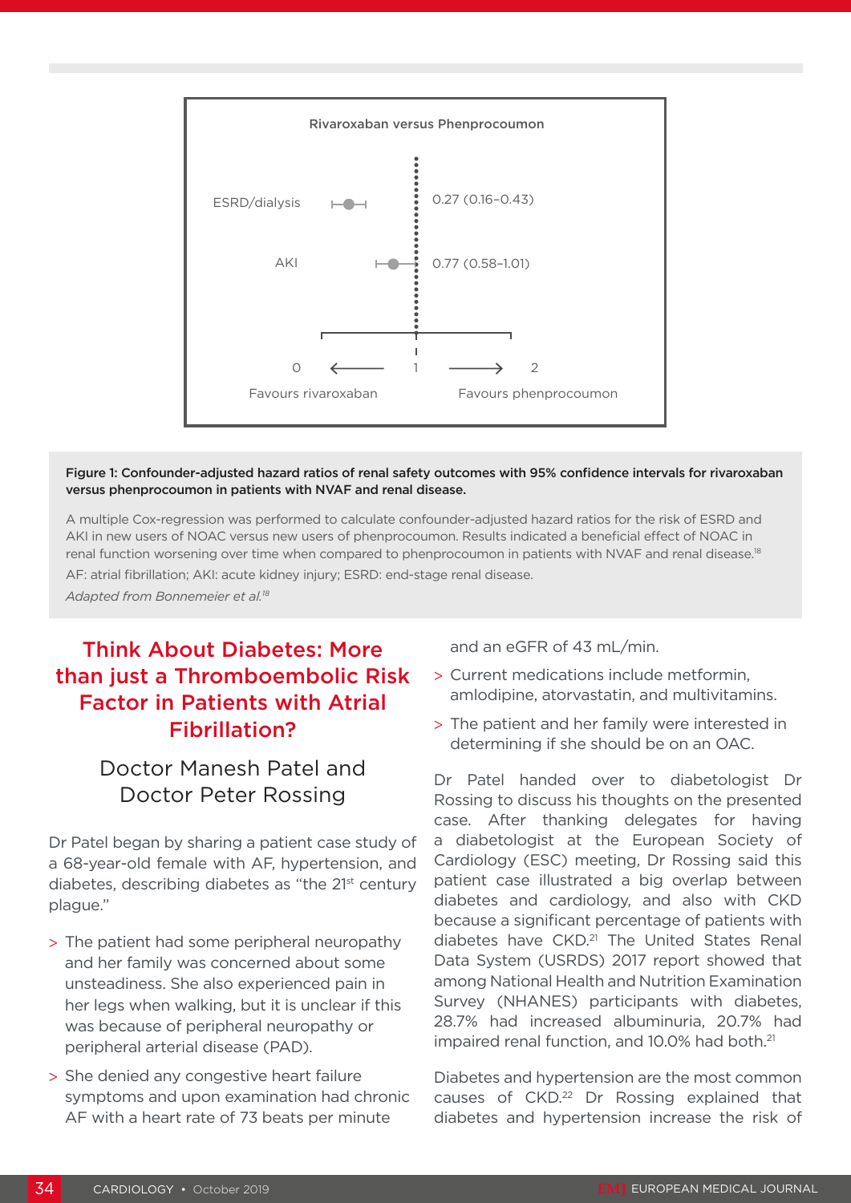Rivaroxaban versus Phenprocoumon

| | Hazard ratio (95% CI) |
|---|---|
| ESRD/dialysis | 0.27 (0.16–0.43) |
| AKI | 0.77 (0.58–1.01) |

0 ← 1 → 2

Favours rivaroxaban — Favours phenprocoumon

**Figure 1: Confounder-adjusted hazard ratios of renal safety outcomes with 95% confidence intervals for rivaroxaban versus phenprocoumon in patients with NVAF and renal disease.**

A multiple Cox-regression was performed to calculate confounder-adjusted hazard ratios for the risk of ESRD and AKI in new users of NOAC versus new users of phenprocoumon. Results indicated a beneficial effect of NOAC in renal function worsening over time when compared to phenprocoumon in patients with NVAF and renal disease.[18]

AF: atrial fibrillation; AKI: acute kidney injury; ESRD: end-stage renal disease.

*Adapted from Bonnemeier et al.[18]*

## Think About Diabetes: More than just a Thromboembolic Risk Factor in Patients with Atrial Fibrillation?

### Doctor Manesh Patel and Doctor Peter Rossing

Dr Patel began by sharing a patient case study of a 68-year-old female with AF, hypertension, and diabetes, describing diabetes as "the 21st century plague."

- The patient had some peripheral neuropathy and her family was concerned about some unsteadiness. She also experienced pain in her legs when walking, but it is unclear if this was because of peripheral neuropathy or peripheral arterial disease (PAD).
- She denied any congestive heart failure symptoms and upon examination had chronic AF with a heart rate of 73 beats per minute and an eGFR of 43 mL/min.
- Current medications include metformin, amlodipine, atorvastatin, and multivitamins.
- The patient and her family were interested in determining if she should be on an OAC.

Dr Patel handed over to diabetologist Dr Rossing to discuss his thoughts on the presented case. After thanking delegates for having a diabetologist at the European Society of Cardiology (ESC) meeting, Dr Rossing said this patient case illustrated a big overlap between diabetes and cardiology, and also with CKD because a significant percentage of patients with diabetes have CKD.[21] The United States Renal Data System (USRDS) 2017 report showed that among National Health and Nutrition Examination Survey (NHANES) participants with diabetes, 28.7% had increased albuminuria, 20.7% had impaired renal function, and 10.0% had both.[21]

Diabetes and hypertension are the most common causes of CKD.[22] Dr Rossing explained that diabetes and hypertension increase the risk of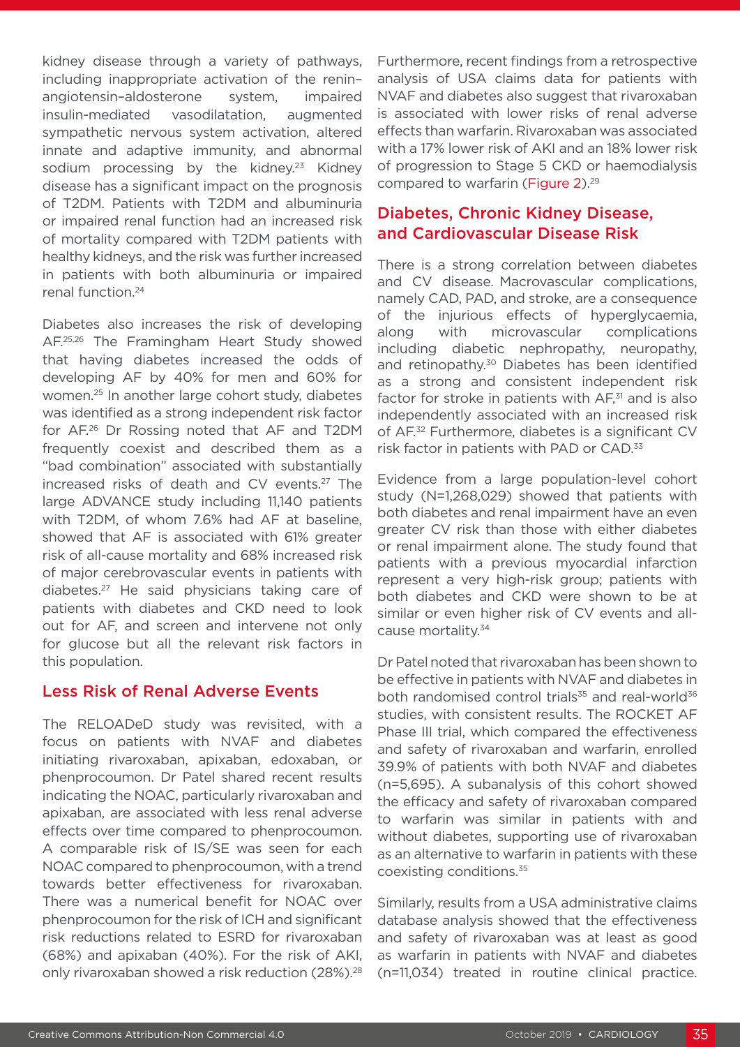kidney disease through a variety of pathways, including inappropriate activation of the renin–angiotensin–aldosterone system, impaired insulin-mediated vasodilatation, augmented sympathetic nervous system activation, altered innate and adaptive immunity, and abnormal sodium processing by the kidney.[23] Kidney disease has a significant impact on the prognosis of T2DM. Patients with T2DM and albuminuria or impaired renal function had an increased risk of mortality compared with T2DM patients with healthy kidneys, and the risk was further increased in patients with both albuminuria or impaired renal function.[24]

Diabetes also increases the risk of developing AF.[25,26] The Framingham Heart Study showed that having diabetes increased the odds of developing AF by 40% for men and 60% for women.[25] In another large cohort study, diabetes was identified as a strong independent risk factor for AF.[26] Dr Rossing noted that AF and T2DM frequently coexist and described them as a "bad combination" associated with substantially increased risks of death and CV events.[27] The large ADVANCE study including 11,140 patients with T2DM, of whom 7.6% had AF at baseline, showed that AF is associated with 61% greater risk of all-cause mortality and 68% increased risk of major cerebrovascular events in patients with diabetes.[27] He said physicians taking care of patients with diabetes and CKD need to look out for AF, and screen and intervene not only for glucose but all the relevant risk factors in this population.

## Less Risk of Renal Adverse Events

The RELOADeD study was revisited, with a focus on patients with NVAF and diabetes initiating rivaroxaban, apixaban, edoxaban, or phenprocoumon. Dr Patel shared recent results indicating the NOAC, particularly rivaroxaban and apixaban, are associated with less renal adverse effects over time compared to phenprocoumon. A comparable risk of IS/SE was seen for each NOAC compared to phenprocoumon, with a trend towards better effectiveness for rivaroxaban. There was a numerical benefit for NOAC over phenprocoumon for the risk of ICH and significant risk reductions related to ESRD for rivaroxaban (68%) and apixaban (40%). For the risk of AKI, only rivaroxaban showed a risk reduction (28%).[28]

Furthermore, recent findings from a retrospective analysis of USA claims data for patients with NVAF and diabetes also suggest that rivaroxaban is associated with lower risks of renal adverse effects than warfarin. Rivaroxaban was associated with a 17% lower risk of AKI and an 18% lower risk of progression to Stage 5 CKD or haemodialysis compared to warfarin (Figure 2).[29]

## Diabetes, Chronic Kidney Disease, and Cardiovascular Disease Risk

There is a strong correlation between diabetes and CV disease. Macrovascular complications, namely CAD, PAD, and stroke, are a consequence of the injurious effects of hyperglycaemia, along with microvascular complications including diabetic nephropathy, neuropathy, and retinopathy.[30] Diabetes has been identified as a strong and consistent independent risk factor for stroke in patients with AF,[31] and is also independently associated with an increased risk of AF.[32] Furthermore, diabetes is a significant CV risk factor in patients with PAD or CAD.[33]

Evidence from a large population-level cohort study (N=1,268,029) showed that patients with both diabetes and renal impairment have an even greater CV risk than those with either diabetes or renal impairment alone. The study found that patients with a previous myocardial infarction represent a very high-risk group; patients with both diabetes and CKD were shown to be at similar or even higher risk of CV events and all-cause mortality.[34]

Dr Patel noted that rivaroxaban has been shown to be effective in patients with NVAF and diabetes in both randomised control trials[35] and real-world[36] studies, with consistent results. The ROCKET AF Phase III trial, which compared the effectiveness and safety of rivaroxaban and warfarin, enrolled 39.9% of patients with both NVAF and diabetes (n=5,695). A subanalysis of this cohort showed the efficacy and safety of rivaroxaban compared to warfarin was similar in patients with and without diabetes, supporting use of rivaroxaban as an alternative to warfarin in patients with these coexisting conditions.[35]

Similarly, results from a USA administrative claims database analysis showed that the effectiveness and safety of rivaroxaban was at least as good as warfarin in patients with NVAF and diabetes (n=11,034) treated in routine clinical practice.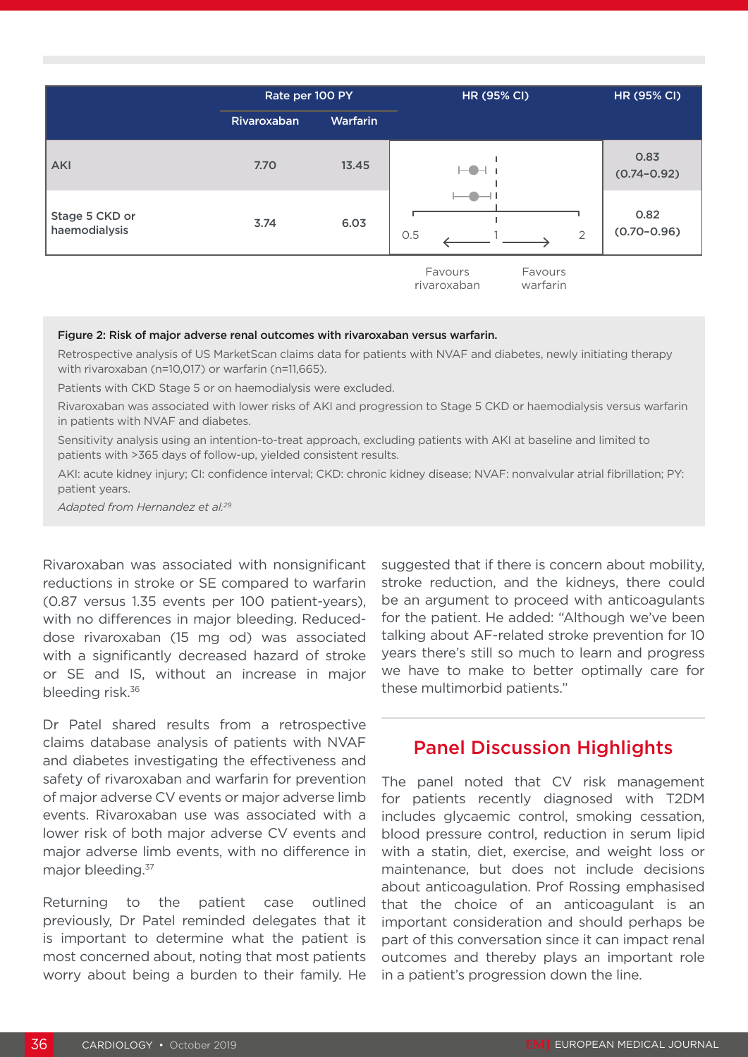| | Rate per 100 PY | | HR (95% CI) | HR (95% CI) |
|---|---|---|---|---|
| | Rivaroxaban | Warfarin | | |
| AKI | 7.70 | 13.45 | | 0.83 (0.74–0.92) |
| Stage 5 CKD or haemodialysis | 3.74 | 6.03 | | 0.82 (0.70–0.96) |

0.5 — 1 — 2

Favours rivaroxaban | Favours warfarin

**Figure 2: Risk of major adverse renal outcomes with rivaroxaban versus warfarin.**

Retrospective analysis of US MarketScan claims data for patients with NVAF and diabetes, newly initiating therapy with rivaroxaban (n=10,017) or warfarin (n=11,665).

Patients with CKD Stage 5 or on haemodialysis were excluded.

Rivaroxaban was associated with lower risks of AKI and progression to Stage 5 CKD or haemodialysis versus warfarin in patients with NVAF and diabetes.

Sensitivity analysis using an intention-to-treat approach, excluding patients with AKI at baseline and limited to patients with >365 days of follow-up, yielded consistent results.

AKI: acute kidney injury; CI: confidence interval; CKD: chronic kidney disease; NVAF: nonvalvular atrial fibrillation; PY: patient years.

*Adapted from Hernandez et al.[29]*

Rivaroxaban was associated with nonsignificant reductions in stroke or SE compared to warfarin (0.87 versus 1.35 events per 100 patient-years), with no differences in major bleeding. Reduced-dose rivaroxaban (15 mg od) was associated with a significantly decreased hazard of stroke or SE and IS, without an increase in major bleeding risk.[36]

Dr Patel shared results from a retrospective claims database analysis of patients with NVAF and diabetes investigating the effectiveness and safety of rivaroxaban and warfarin for prevention of major adverse CV events or major adverse limb events. Rivaroxaban use was associated with a lower risk of both major adverse CV events and major adverse limb events, with no difference in major bleeding.[37]

Returning to the patient case outlined previously, Dr Patel reminded delegates that it is important to determine what the patient is most concerned about, noting that most patients worry about being a burden to their family. He suggested that if there is concern about mobility, stroke reduction, and the kidneys, there could be an argument to proceed with anticoagulants for the patient. He added: "Although we've been talking about AF-related stroke prevention for 10 years there's still so much to learn and progress we have to make to better optimally care for these multimorbid patients."

## Panel Discussion Highlights

The panel noted that CV risk management for patients recently diagnosed with T2DM includes glycaemic control, smoking cessation, blood pressure control, reduction in serum lipid with a statin, diet, exercise, and weight loss or maintenance, but does not include decisions about anticoagulation. Prof Rossing emphasised that the choice of an anticoagulant is an important consideration and should perhaps be part of this conversation since it can impact renal outcomes and thereby plays an important role in a patient's progression down the line.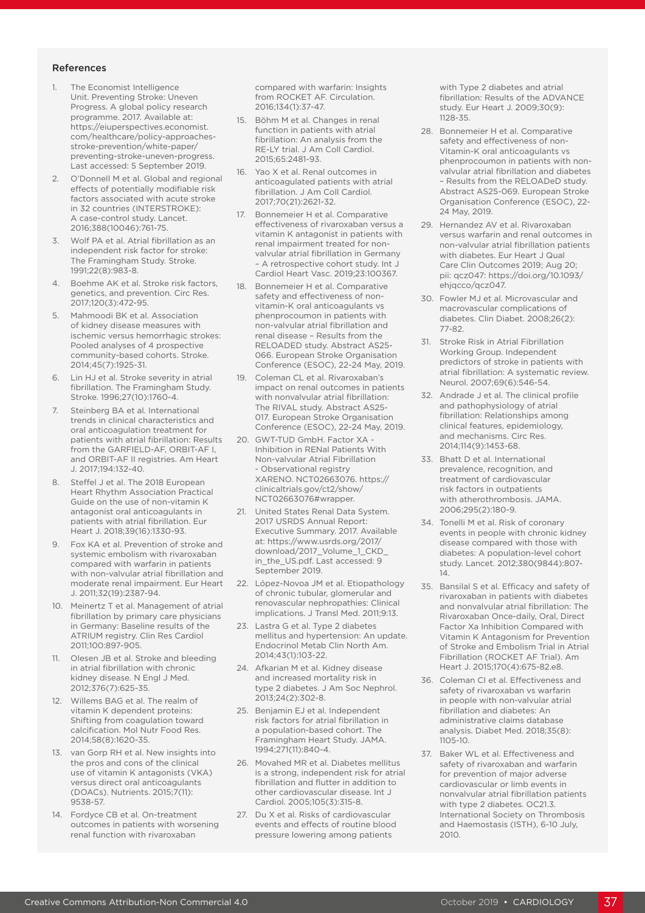## References

1. The Economist Intelligence Unit. Preventing Stroke: Uneven Progress. A global policy research programme. 2017. Available at: https://eiuperspectives.economist.com/healthcare/policy-approaches-stroke-prevention/white-paper/preventing-stroke-uneven-progress. Last accessed: 5 September 2019.
2. O'Donnell M et al. Global and regional effects of potentially modifiable risk factors associated with acute stroke in 32 countries (INTERSTROKE): A case-control study. Lancet. 2016;388(10046):761-75.
3. Wolf PA et al. Atrial fibrillation as an independent risk factor for stroke: The Framingham Study. Stroke. 1991;22(8):983-8.
4. Boehme AK et al. Stroke risk factors, genetics, and prevention. Circ Res. 2017;120(3):472-95.
5. Mahmoodi BK et al. Association of kidney disease measures with ischemic versus hemorrhagic strokes: Pooled analyses of 4 prospective community-based cohorts. Stroke. 2014;45(7):1925-31.
6. Lin HJ et al. Stroke severity in atrial fibrillation. The Framingham Study. Stroke. 1996;27(10):1760-4.
7. Steinberg BA et al. International trends in clinical characteristics and oral anticoagulation treatment for patients with atrial fibrillation: Results from the GARFIELD-AF, ORBIT-AF I, and ORBIT-AF II registries. Am Heart J. 2017;194:132-40.
8. Steffel J et al. The 2018 European Heart Rhythm Association Practical Guide on the use of non-vitamin K antagonist oral anticoagulants in patients with atrial fibrillation. Eur Heart J. 2018;39(16):1330-93.
9. Fox KA et al. Prevention of stroke and systemic embolism with rivaroxaban compared with warfarin in patients with non-valvular atrial fibrillation and moderate renal impairment. Eur Heart J. 2011;32(19):2387-94.
10. Meinertz T et al. Management of atrial fibrillation by primary care physicians in Germany: Baseline results of the ATRIUM registry. Clin Res Cardiol 2011;100:897-905.
11. Olesen JB et al. Stroke and bleeding in atrial fibrillation with chronic kidney disease. N Engl J Med. 2012;376(7):625-35.
12. Willems BAG et al. The realm of vitamin K dependent proteins: Shifting from coagulation toward calcification. Mol Nutr Food Res. 2014;58(8):1620-35.
13. van Gorp RH et al. New insights into the pros and cons of the clinical use of vitamin K antagonists (VKA) versus direct oral anticoagulants (DOACs). Nutrients. 2015;7(11): 9538-57.
14. Fordyce CB et al. On-treatment outcomes in patients with worsening renal function with rivaroxaban compared with warfarin: Insights from ROCKET AF. Circulation. 2016;134(1):37-47.
15. Böhm M et al. Changes in renal function in patients with atrial fibrillation: An analysis from the RE-LY trial. J Am Coll Cardiol. 2015;65:2481-93.
16. Yao X et al. Renal outcomes in anticoagulated patients with atrial fibrillation. J Am Coll Cardiol. 2017;70(21):2621-32.
17. Bonnemeier H et al. Comparative effectiveness of rivaroxaban versus a vitamin K antagonist in patients with renal impairment treated for non-valvular atrial fibrillation in Germany – A retrospective cohort study. Int J Cardiol Heart Vasc. 2019;23:100367.
18. Bonnemeier H et al. Comparative safety and effectiveness of non-vitamin-K oral anticoagulants vs phenprocoumon in patients with non-valvular atrial fibrillation and renal disease – Results from the RELOADED study. Abstract AS25-066. European Stroke Organisation Conference (ESOC), 22-24 May, 2019.
19. Coleman CL et al. Rivaroxaban's impact on renal outcomes in patients with nonvalvular atrial fibrillation: The RIVAL study. Abstract AS25-017. European Stroke Organisation Conference (ESOC), 22-24 May, 2019.
20. GWT-TUD GmbH. Factor XA - Inhibition in RENal Patients With Non-valvular Atrial Fibrillation - Observational registry XARENO. NCT02663076. https://clinicaltrials.gov/ct2/show/NCT02663076#wrapper.
21. United States Renal Data System. 2017 USRDS Annual Report: Executive Summary. 2017. Available at: https://www.usrds.org/2017/download/2017_Volume_1_CKD_in_the_US.pdf. Last accessed: 9 September 2019.
22. López-Novoa JM et al. Etiopathology of chronic tubular, glomerular and renovascular nephropathies: Clinical implications. J Transl Med. 2011;9:13.
23. Lastra G et al. Type 2 diabetes mellitus and hypertension: An update. Endocrinol Metab Clin North Am. 2014;43(1):103-22.
24. Afkarian M et al. Kidney disease and increased mortality risk in type 2 diabetes. J Am Soc Nephrol. 2013;24(2):302-8.
25. Benjamin EJ et al. Independent risk factors for atrial fibrillation in a population-based cohort. The Framingham Heart Study. JAMA. 1994;271(11):840-4.
26. Movahed MR et al. Diabetes mellitus is a strong, independent risk for atrial fibrillation and flutter in addition to other cardiovascular disease. Int J Cardiol. 2005;105(3):315-8.
27. Du X et al. Risks of cardiovascular events and effects of routine blood pressure lowering among patients with Type 2 diabetes and atrial fibrillation: Results of the ADVANCE study. Eur Heart J. 2009;30(9): 1128-35.
28. Bonnemeier H et al. Comparative safety and effectiveness of non-Vitamin-K oral anticoagulants vs phenprocoumon in patients with non-valvular atrial fibrillation and diabetes – Results from the RELOADeD study. Abstract AS25-069. European Stroke Organisation Conference (ESOC), 22-24 May, 2019.
29. Hernandez AV et al. Rivaroxaban versus warfarin and renal outcomes in non-valvular atrial fibrillation patients with diabetes. Eur Heart J Qual Care Clin Outcomes 2019; Aug 20; pii: qcz047: https://doi.org/10.1093/ehjqcco/qcz047.
30. Fowler MJ et al. Microvascular and macrovascular complications of diabetes. Clin Diabet. 2008;26(2): 77-82.
31. Stroke Risk in Atrial Fibrillation Working Group. Independent predictors of stroke in patients with atrial fibrillation: A systematic review. Neurol. 2007;69(6):546-54.
32. Andrade J et al. The clinical profile and pathophysiology of atrial fibrillation: Relationships among clinical features, epidemiology, and mechanisms. Circ Res. 2014;114(9):1453-68.
33. Bhatt D et al. International prevalence, recognition, and treatment of cardiovascular risk factors in outpatients with atherothrombosis. JAMA. 2006;295(2):180-9.
34. Tonelli M et al. Risk of coronary events in people with chronic kidney disease compared with those with diabetes: A population-level cohort study. Lancet. 2012;380(9844):807-14.
35. Bansilal S et al. Efficacy and safety of rivaroxaban in patients with diabetes and nonvalvular atrial fibrillation: The Rivaroxaban Once-daily, Oral, Direct Factor Xa Inhibition Compared with Vitamin K Antagonism for Prevention of Stroke and Embolism Trial in Atrial Fibrillation (ROCKET AF Trial). Am Heart J. 2015;170(4):675-82.e8.
36. Coleman CI et al. Effectiveness and safety of rivaroxaban vs warfarin in people with non-valvular atrial fibrillation and diabetes: An administrative claims database analysis. Diabet Med. 2018;35(8): 1105-10.
37. Baker WL et al. Effectiveness and safety of rivaroxaban and warfarin for prevention of major adverse cardiovascular or limb events in nonvalvular atrial fibrillation patients with type 2 diabetes. OC21.3. International Society on Thrombosis and Haemostasis (ISTH), 6-10 July, 2010.